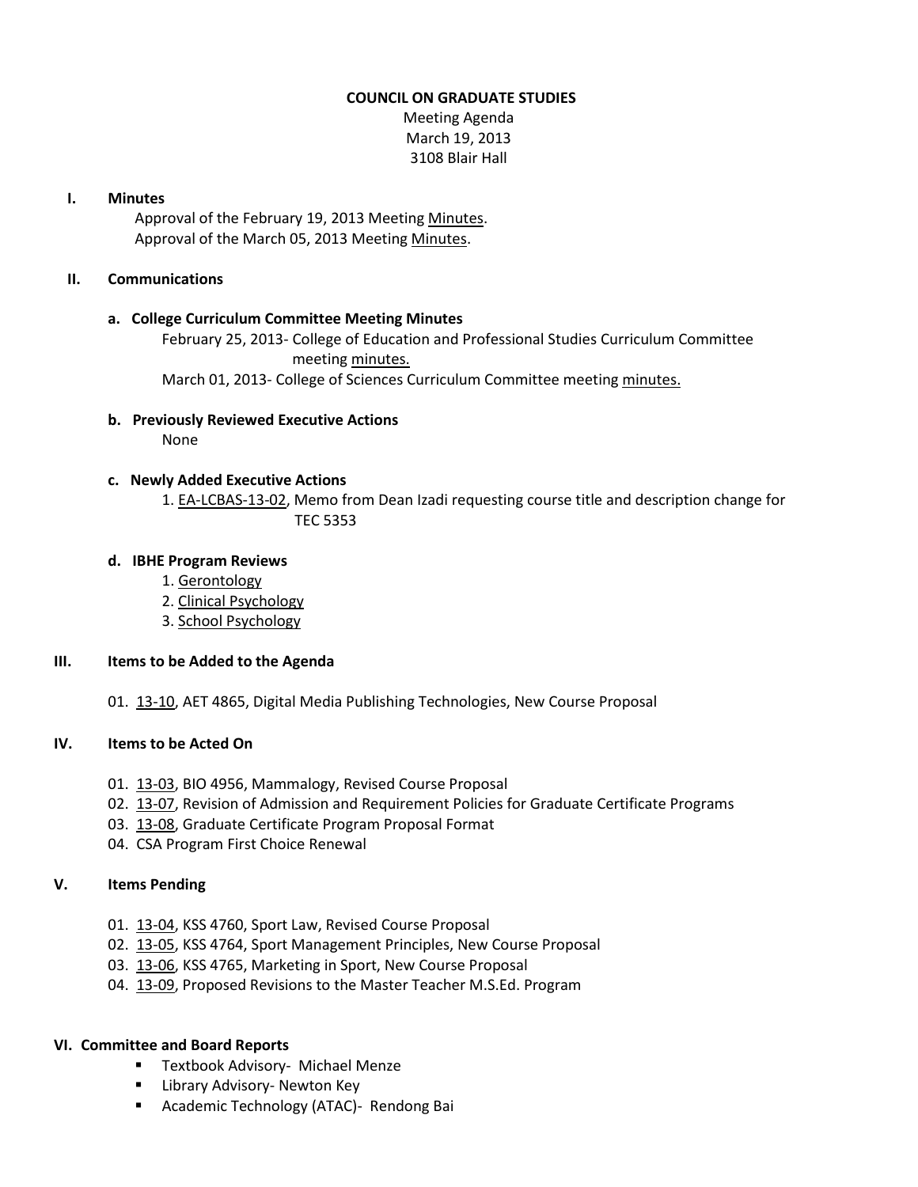# COUNCIL ON GRADUATE STUDIES

Meeting Agenda
March 19, 2013
3108 Blair Hall

## I. Minutes

Approval of the February 19, 2013 Meeting Minutes.
Approval of the March 05, 2013 Meeting Minutes.

## II. Communications

### a. College Curriculum Committee Meeting Minutes

February 25, 2013- College of Education and Professional Studies Curriculum Committee meeting minutes.
March 01, 2013- College of Sciences Curriculum Committee meeting minutes.

### b. Previously Reviewed Executive Actions

None

### c. Newly Added Executive Actions

1. EA-LCBAS-13-02, Memo from Dean Izadi requesting course title and description change for TEC 5353

### d. IBHE Program Reviews

1. Gerontology
2. Clinical Psychology
3. School Psychology

## III. Items to be Added to the Agenda

01. 13-10, AET 4865, Digital Media Publishing Technologies, New Course Proposal

## IV. Items to be Acted On

01. 13-03, BIO 4956, Mammalogy, Revised Course Proposal
02. 13-07, Revision of Admission and Requirement Policies for Graduate Certificate Programs
03. 13-08, Graduate Certificate Program Proposal Format
04. CSA Program First Choice Renewal

## V. Items Pending

01. 13-04, KSS 4760, Sport Law, Revised Course Proposal
02. 13-05, KSS 4764, Sport Management Principles, New Course Proposal
03. 13-06, KSS 4765, Marketing in Sport, New Course Proposal
04. 13-09, Proposed Revisions to the Master Teacher M.S.Ed. Program

## VI. Committee and Board Reports

- Textbook Advisory- Michael Menze
- Library Advisory- Newton Key
- Academic Technology (ATAC)- Rendong Bai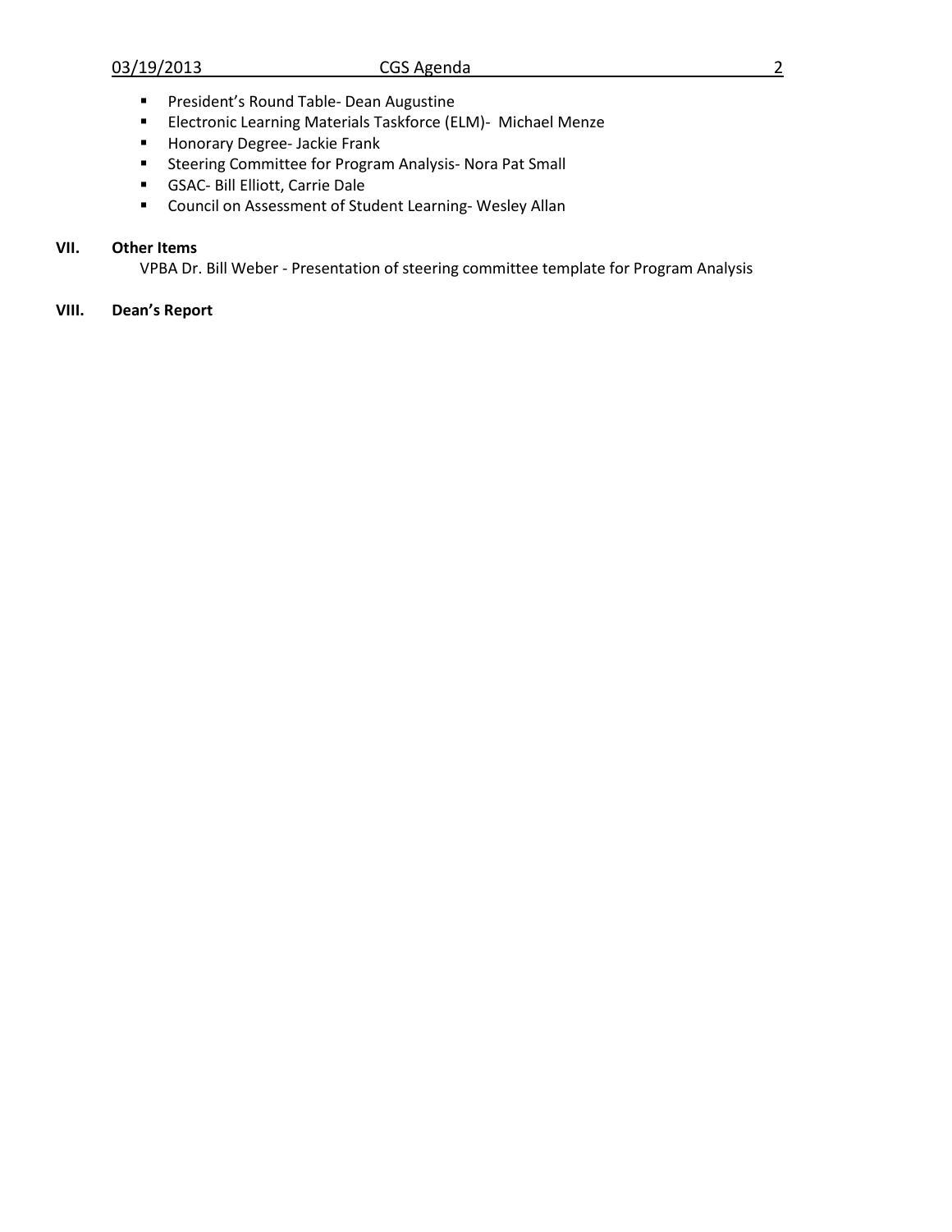- President's Round Table- Dean Augustine
- Electronic Learning Materials Taskforce (ELM)- Michael Menze
- Honorary Degree- Jackie Frank
- Steering Committee for Program Analysis- Nora Pat Small
- GSAC- Bill Elliott, Carrie Dale
- Council on Assessment of Student Learning- Wesley Allan

## VII. Other Items

VPBA Dr. Bill Weber - Presentation of steering committee template for Program Analysis

## VIII. Dean's Report